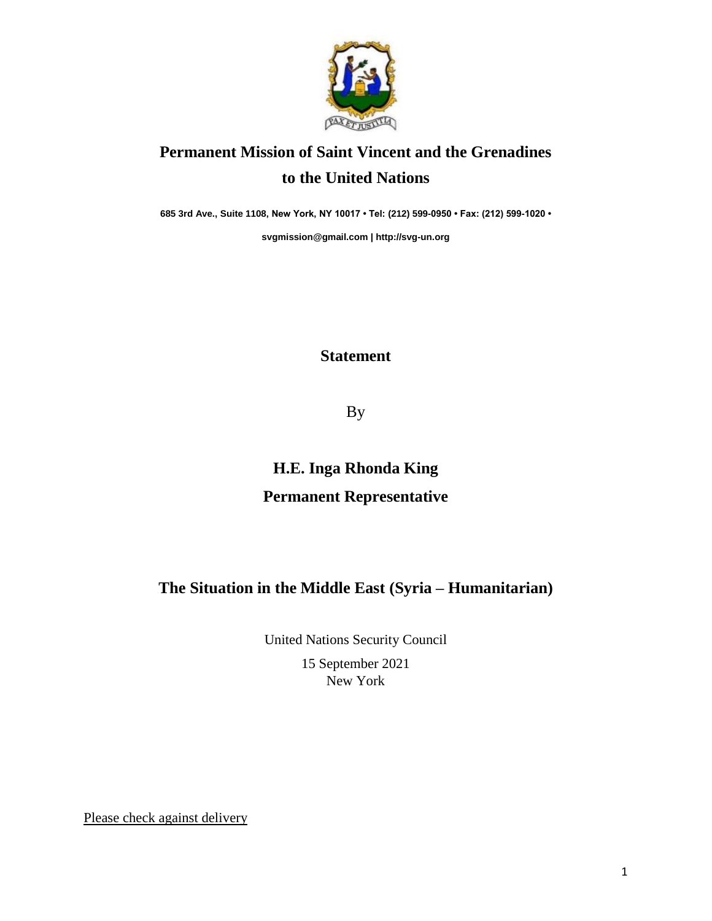# Permanent Mission of Saint Vincent and the Grenadines to the United Nations

**685 3rd Ave., Suite 1108, New York, NY 10017 • Tel: (212) 599-0950 • Fax: (212) 599-1020 •**

**svgmission@gmail.com | http://svg-un.org**

## Statement

By

## H.E. Inga Rhonda King

## Permanent Representative

## The Situation in the Middle East (Syria – Humanitarian)

United Nations Security Council

15 September 2021

New York

Please check against delivery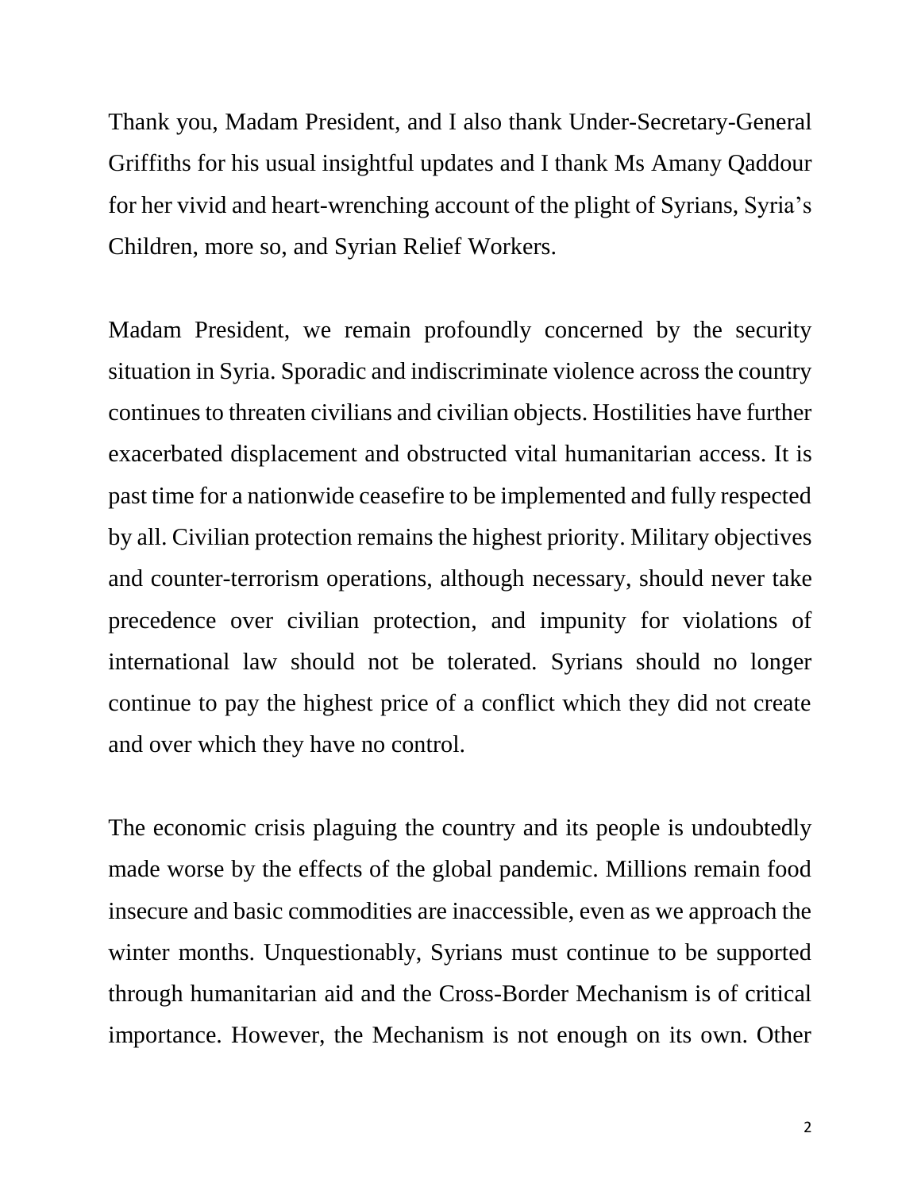Thank you, Madam President, and I also thank Under-Secretary-General Griffiths for his usual insightful updates and I thank Ms Amany Qaddour for her vivid and heart-wrenching account of the plight of Syrians, Syria's Children, more so, and Syrian Relief Workers.

Madam President, we remain profoundly concerned by the security situation in Syria. Sporadic and indiscriminate violence across the country continues to threaten civilians and civilian objects. Hostilities have further exacerbated displacement and obstructed vital humanitarian access. It is past time for a nationwide ceasefire to be implemented and fully respected by all. Civilian protection remains the highest priority. Military objectives and counter-terrorism operations, although necessary, should never take precedence over civilian protection, and impunity for violations of international law should not be tolerated. Syrians should no longer continue to pay the highest price of a conflict which they did not create and over which they have no control.

The economic crisis plaguing the country and its people is undoubtedly made worse by the effects of the global pandemic. Millions remain food insecure and basic commodities are inaccessible, even as we approach the winter months. Unquestionably, Syrians must continue to be supported through humanitarian aid and the Cross-Border Mechanism is of critical importance. However, the Mechanism is not enough on its own. Other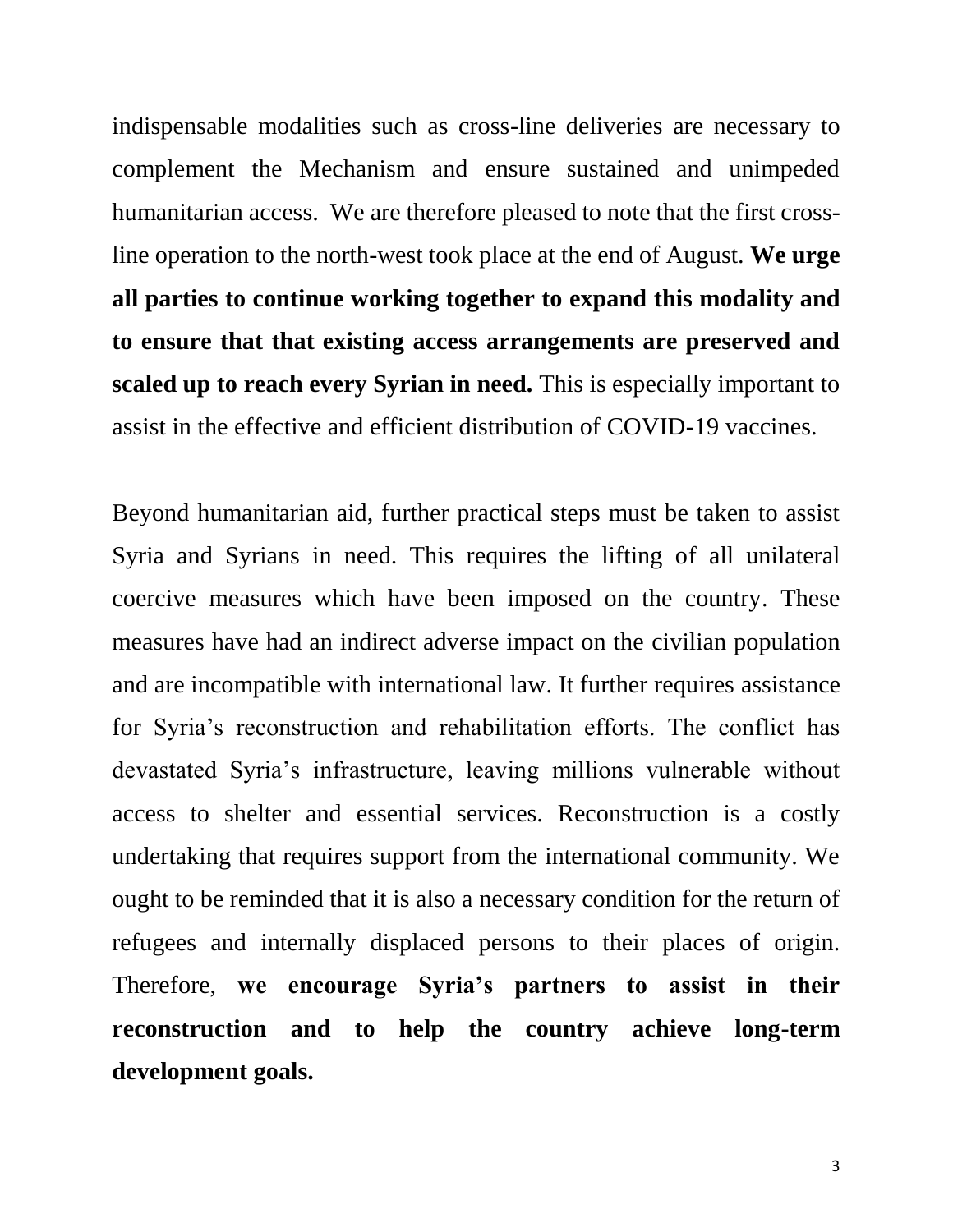indispensable modalities such as cross-line deliveries are necessary to complement the Mechanism and ensure sustained and unimpeded humanitarian access. We are therefore pleased to note that the first cross-line operation to the north-west took place at the end of August. **We urge all parties to continue working together to expand this modality and to ensure that that existing access arrangements are preserved and scaled up to reach every Syrian in need.** This is especially important to assist in the effective and efficient distribution of COVID-19 vaccines.

Beyond humanitarian aid, further practical steps must be taken to assist Syria and Syrians in need. This requires the lifting of all unilateral coercive measures which have been imposed on the country. These measures have had an indirect adverse impact on the civilian population and are incompatible with international law. It further requires assistance for Syria's reconstruction and rehabilitation efforts. The conflict has devastated Syria's infrastructure, leaving millions vulnerable without access to shelter and essential services. Reconstruction is a costly undertaking that requires support from the international community. We ought to be reminded that it is also a necessary condition for the return of refugees and internally displaced persons to their places of origin. Therefore, **we encourage Syria's partners to assist in their reconstruction and to help the country achieve long-term development goals.**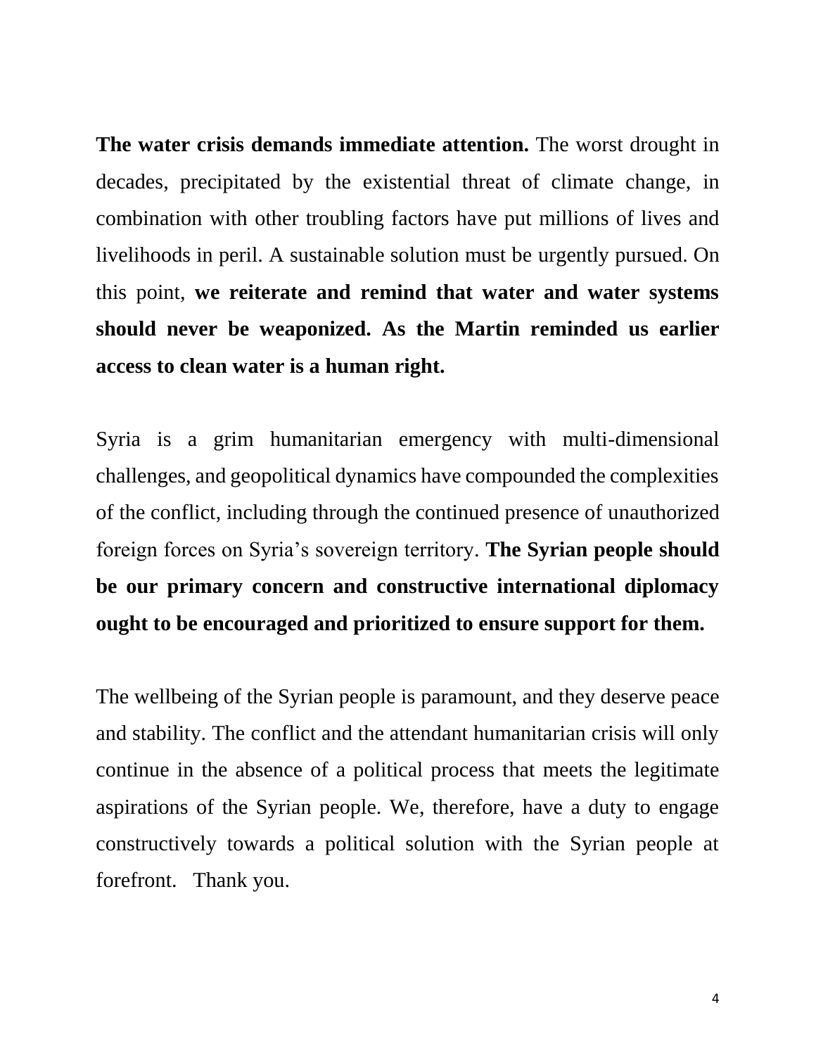**The water crisis demands immediate attention.** The worst drought in decades, precipitated by the existential threat of climate change, in combination with other troubling factors have put millions of lives and livelihoods in peril. A sustainable solution must be urgently pursued. On this point, **we reiterate and remind that water and water systems should never be weaponized. As the Martin reminded us earlier access to clean water is a human right.**

Syria is a grim humanitarian emergency with multi-dimensional challenges, and geopolitical dynamics have compounded the complexities of the conflict, including through the continued presence of unauthorized foreign forces on Syria's sovereign territory. **The Syrian people should be our primary concern and constructive international diplomacy ought to be encouraged and prioritized to ensure support for them.**

The wellbeing of the Syrian people is paramount, and they deserve peace and stability. The conflict and the attendant humanitarian crisis will only continue in the absence of a political process that meets the legitimate aspirations of the Syrian people. We, therefore, have a duty to engage constructively towards a political solution with the Syrian people at forefront. Thank you.